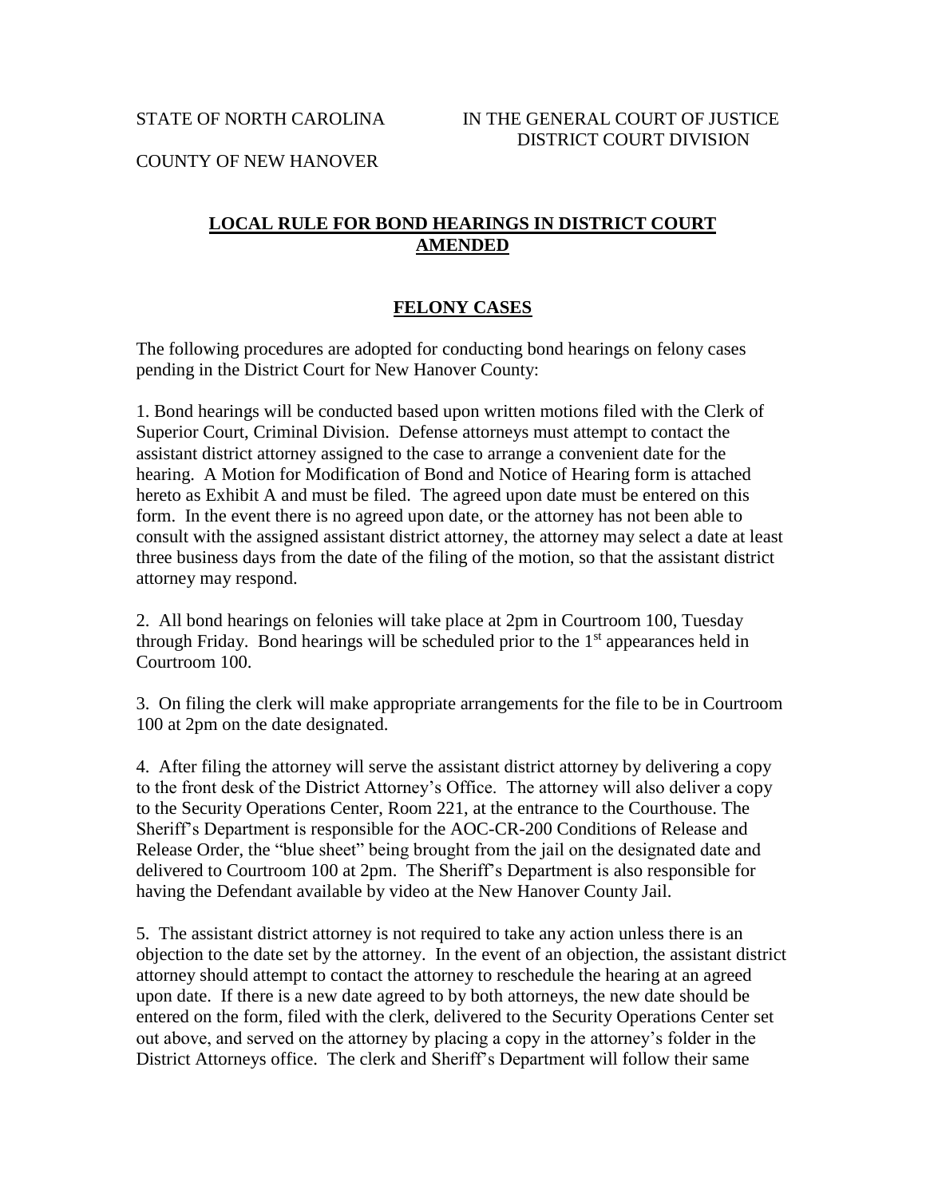STATE OF NORTH CAROLINA IN THE GENERAL COURT OF JUSTICE
DISTRICT COURT DIVISION

COUNTY OF NEW HANOVER

## LOCAL RULE FOR BOND HEARINGS IN DISTRICT COURT AMENDED

## FELONY CASES

The following procedures are adopted for conducting bond hearings on felony cases pending in the District Court for New Hanover County:

1. Bond hearings will be conducted based upon written motions filed with the Clerk of Superior Court, Criminal Division. Defense attorneys must attempt to contact the assistant district attorney assigned to the case to arrange a convenient date for the hearing. A Motion for Modification of Bond and Notice of Hearing form is attached hereto as Exhibit A and must be filed. The agreed upon date must be entered on this form. In the event there is no agreed upon date, or the attorney has not been able to consult with the assigned assistant district attorney, the attorney may select a date at least three business days from the date of the filing of the motion, so that the assistant district attorney may respond.

2. All bond hearings on felonies will take place at 2pm in Courtroom 100, Tuesday through Friday. Bond hearings will be scheduled prior to the 1st appearances held in Courtroom 100.

3. On filing the clerk will make appropriate arrangements for the file to be in Courtroom 100 at 2pm on the date designated.

4. After filing the attorney will serve the assistant district attorney by delivering a copy to the front desk of the District Attorney's Office. The attorney will also deliver a copy to the Security Operations Center, Room 221, at the entrance to the Courthouse. The Sheriff's Department is responsible for the AOC-CR-200 Conditions of Release and Release Order, the "blue sheet" being brought from the jail on the designated date and delivered to Courtroom 100 at 2pm. The Sheriff's Department is also responsible for having the Defendant available by video at the New Hanover County Jail.

5. The assistant district attorney is not required to take any action unless there is an objection to the date set by the attorney. In the event of an objection, the assistant district attorney should attempt to contact the attorney to reschedule the hearing at an agreed upon date. If there is a new date agreed to by both attorneys, the new date should be entered on the form, filed with the clerk, delivered to the Security Operations Center set out above, and served on the attorney by placing a copy in the attorney's folder in the District Attorneys office. The clerk and Sheriff's Department will follow their same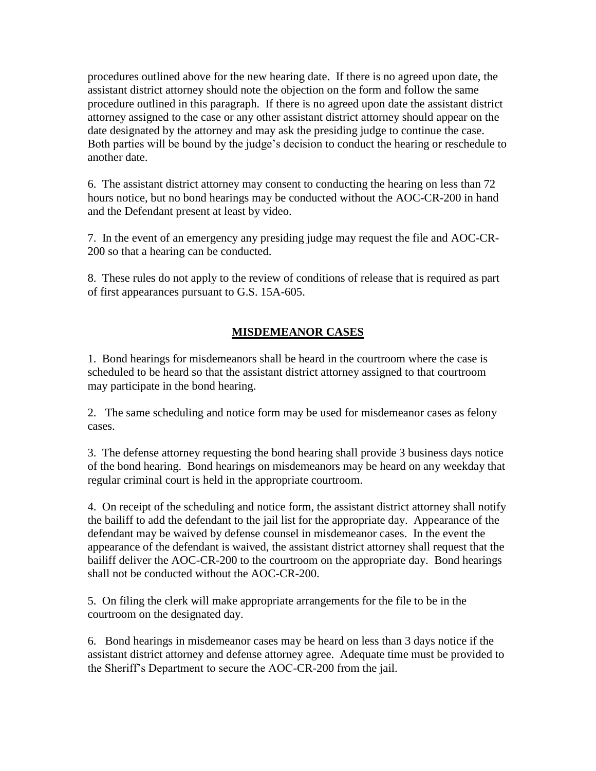procedures outlined above for the new hearing date. If there is no agreed upon date, the assistant district attorney should note the objection on the form and follow the same procedure outlined in this paragraph. If there is no agreed upon date the assistant district attorney assigned to the case or any other assistant district attorney should appear on the date designated by the attorney and may ask the presiding judge to continue the case. Both parties will be bound by the judge's decision to conduct the hearing or reschedule to another date.

6. The assistant district attorney may consent to conducting the hearing on less than 72 hours notice, but no bond hearings may be conducted without the AOC-CR-200 in hand and the Defendant present at least by video.

7. In the event of an emergency any presiding judge may request the file and AOC-CR-200 so that a hearing can be conducted.

8. These rules do not apply to the review of conditions of release that is required as part of first appearances pursuant to G.S. 15A-605.

## MISDEMEANOR CASES

1. Bond hearings for misdemeanors shall be heard in the courtroom where the case is scheduled to be heard so that the assistant district attorney assigned to that courtroom may participate in the bond hearing.

2. The same scheduling and notice form may be used for misdemeanor cases as felony cases.

3. The defense attorney requesting the bond hearing shall provide 3 business days notice of the bond hearing. Bond hearings on misdemeanors may be heard on any weekday that regular criminal court is held in the appropriate courtroom.

4. On receipt of the scheduling and notice form, the assistant district attorney shall notify the bailiff to add the defendant to the jail list for the appropriate day. Appearance of the defendant may be waived by defense counsel in misdemeanor cases. In the event the appearance of the defendant is waived, the assistant district attorney shall request that the bailiff deliver the AOC-CR-200 to the courtroom on the appropriate day. Bond hearings shall not be conducted without the AOC-CR-200.

5. On filing the clerk will make appropriate arrangements for the file to be in the courtroom on the designated day.

6. Bond hearings in misdemeanor cases may be heard on less than 3 days notice if the assistant district attorney and defense attorney agree. Adequate time must be provided to the Sheriff's Department to secure the AOC-CR-200 from the jail.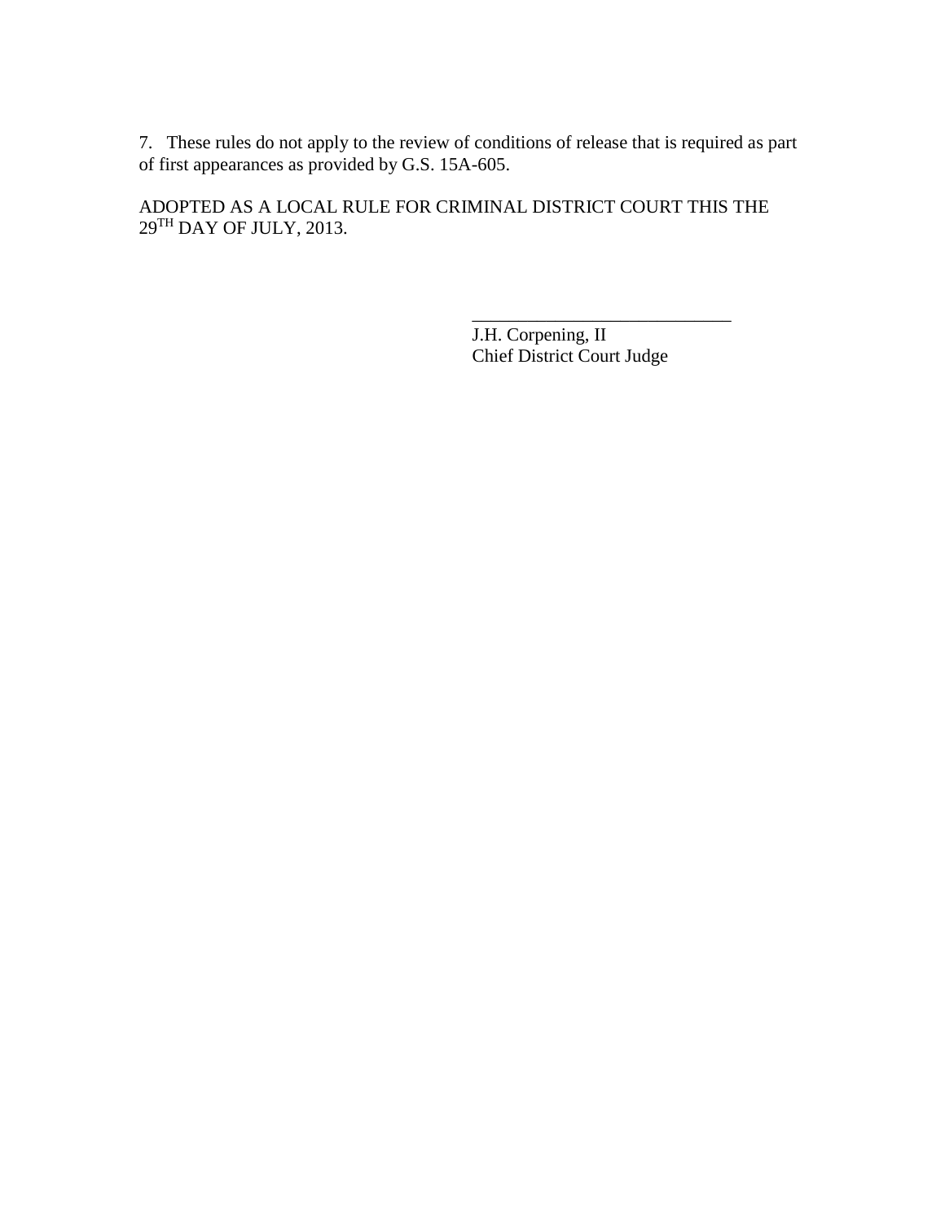7. These rules do not apply to the review of conditions of release that is required as part of first appearances as provided by G.S. 15A-605.

ADOPTED AS A LOCAL RULE FOR CRIMINAL DISTRICT COURT THIS THE 29TH DAY OF JULY, 2013.

_____________________________
J.H. Corpening, II
Chief District Court Judge